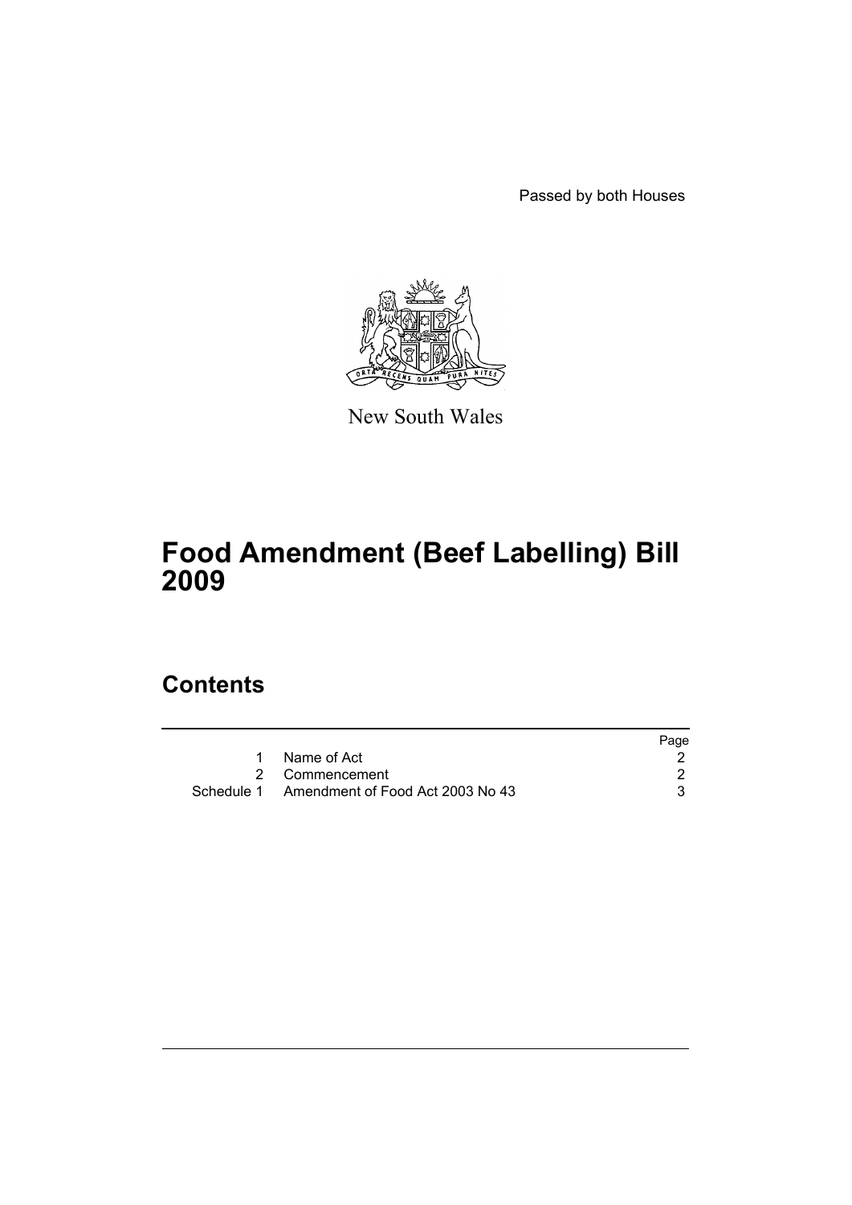Passed by both Houses

New South Wales

# Food Amendment (Beef Labelling) Bill 2009

## Contents

| | | Page |
|---|---|---|
| 1 | Name of Act | 2 |
| 2 | Commencement | 2 |
| Schedule 1 | Amendment of Food Act 2003 No 43 | 3 |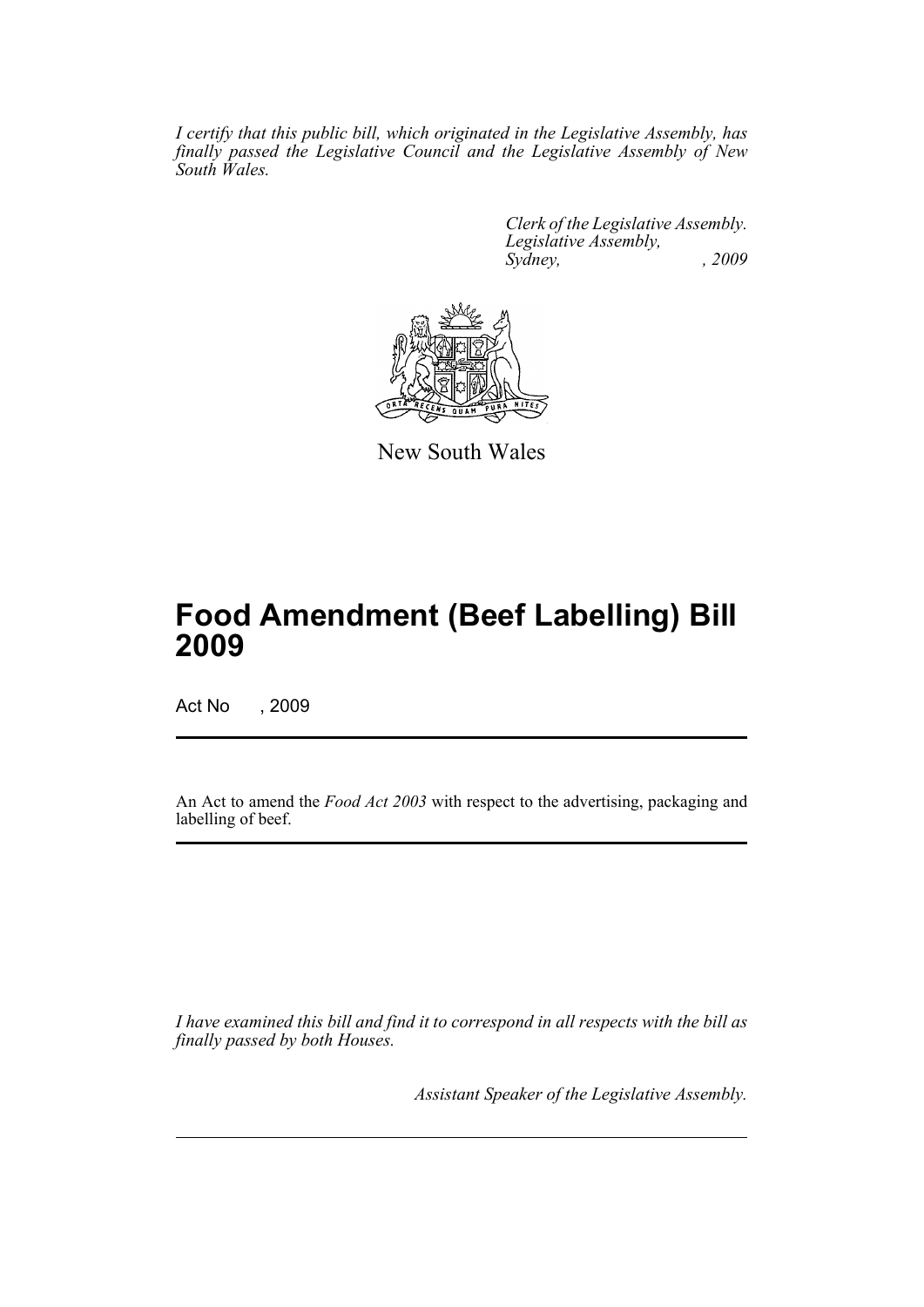*I certify that this public bill, which originated in the Legislative Assembly, has finally passed the Legislative Council and the Legislative Assembly of New South Wales.*

*Clerk of the Legislative Assembly.*
*Legislative Assembly,*
*Sydney, , 2009*

New South Wales

# Food Amendment (Beef Labelling) Bill 2009

Act No , 2009

An Act to amend the *Food Act 2003* with respect to the advertising, packaging and labelling of beef.

*I have examined this bill and find it to correspond in all respects with the bill as finally passed by both Houses.*

*Assistant Speaker of the Legislative Assembly.*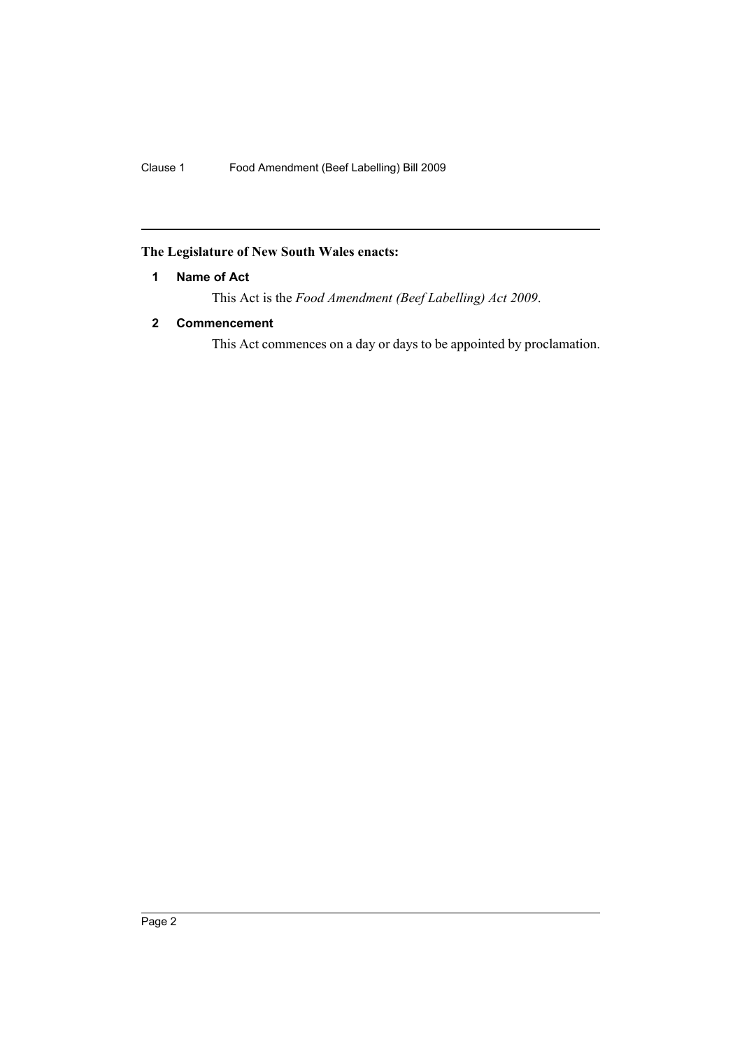**The Legislature of New South Wales enacts:**

### 1 Name of Act

This Act is the *Food Amendment (Beef Labelling) Act 2009*.

### 2 Commencement

This Act commences on a day or days to be appointed by proclamation.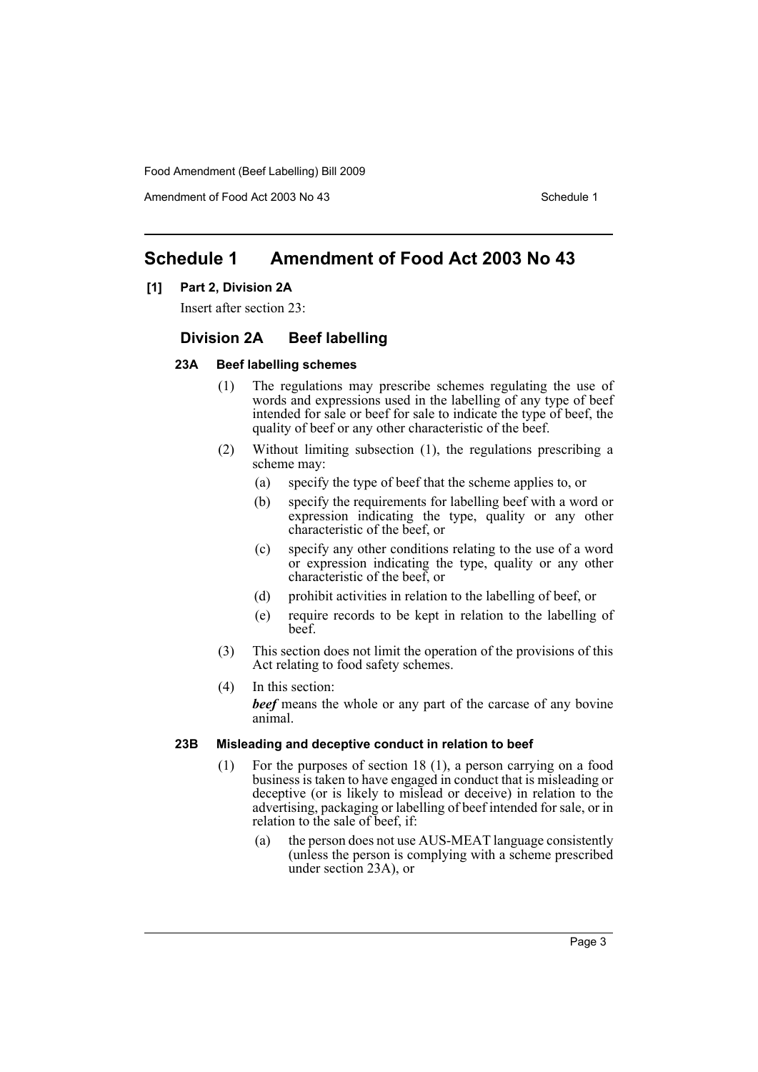# Schedule 1 Amendment of Food Act 2003 No 43

**[1] Part 2, Division 2A**

Insert after section 23:

## Division 2A Beef labelling

### 23A Beef labelling schemes

(1) The regulations may prescribe schemes regulating the use of words and expressions used in the labelling of any type of beef intended for sale or beef for sale to indicate the type of beef, the quality of beef or any other characteristic of the beef.

(2) Without limiting subsection (1), the regulations prescribing a scheme may:

(a) specify the type of beef that the scheme applies to, or

(b) specify the requirements for labelling beef with a word or expression indicating the type, quality or any other characteristic of the beef, or

(c) specify any other conditions relating to the use of a word or expression indicating the type, quality or any other characteristic of the beef, or

(d) prohibit activities in relation to the labelling of beef, or

(e) require records to be kept in relation to the labelling of beef.

(3) This section does not limit the operation of the provisions of this Act relating to food safety schemes.

(4) In this section:

***beef*** means the whole or any part of the carcase of any bovine animal.

### 23B Misleading and deceptive conduct in relation to beef

(1) For the purposes of section 18 (1), a person carrying on a food business is taken to have engaged in conduct that is misleading or deceptive (or is likely to mislead or deceive) in relation to the advertising, packaging or labelling of beef intended for sale, or in relation to the sale of beef, if:

(a) the person does not use AUS-MEAT language consistently (unless the person is complying with a scheme prescribed under section 23A), or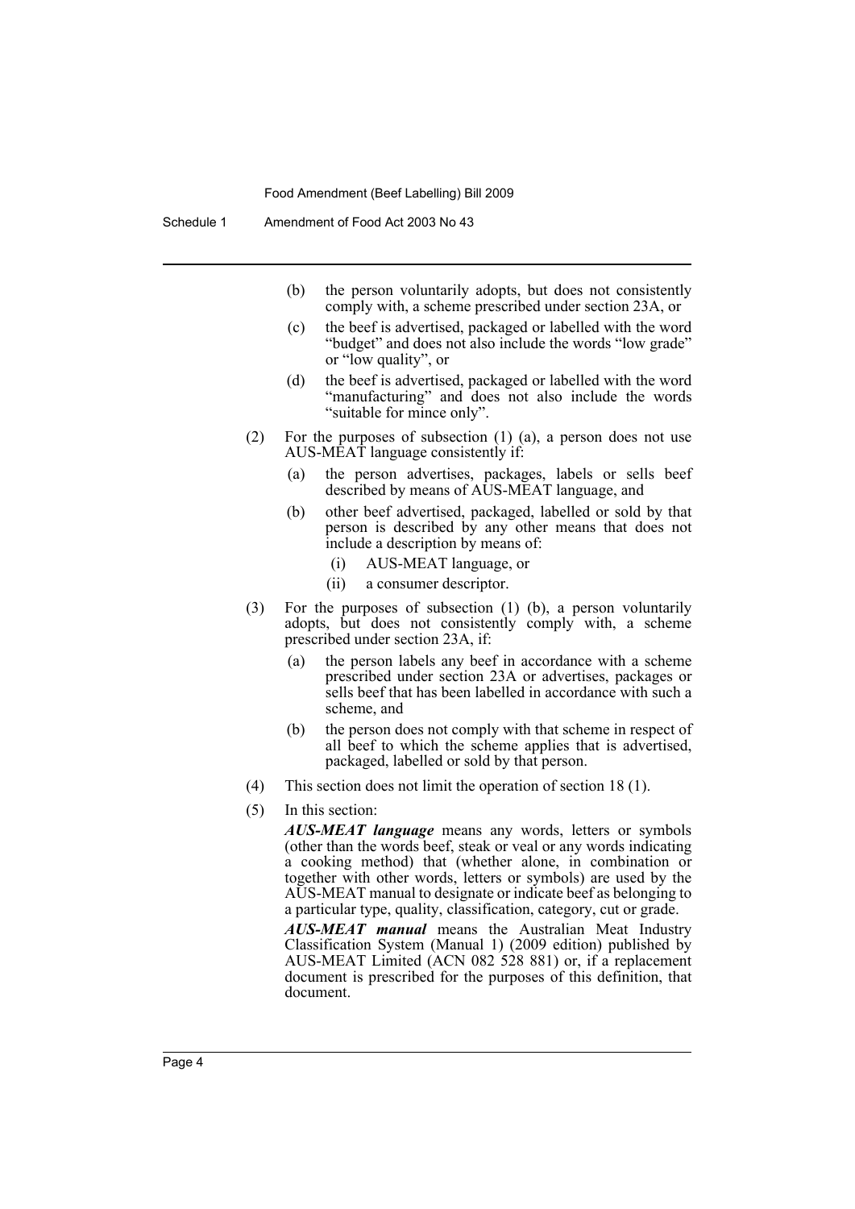(b) the person voluntarily adopts, but does not consistently comply with, a scheme prescribed under section 23A, or

(c) the beef is advertised, packaged or labelled with the word "budget" and does not also include the words "low grade" or "low quality", or

(d) the beef is advertised, packaged or labelled with the word "manufacturing" and does not also include the words "suitable for mince only".

(2) For the purposes of subsection (1) (a), a person does not use AUS-MEAT language consistently if:

(a) the person advertises, packages, labels or sells beef described by means of AUS-MEAT language, and

(b) other beef advertised, packaged, labelled or sold by that person is described by any other means that does not include a description by means of:

(i) AUS-MEAT language, or

(ii) a consumer descriptor.

(3) For the purposes of subsection (1) (b), a person voluntarily adopts, but does not consistently comply with, a scheme prescribed under section 23A, if:

(a) the person labels any beef in accordance with a scheme prescribed under section 23A or advertises, packages or sells beef that has been labelled in accordance with such a scheme, and

(b) the person does not comply with that scheme in respect of all beef to which the scheme applies that is advertised, packaged, labelled or sold by that person.

(4) This section does not limit the operation of section 18 (1).

(5) In this section:

***AUS-MEAT language*** means any words, letters or symbols (other than the words beef, steak or veal or any words indicating a cooking method) that (whether alone, in combination or together with other words, letters or symbols) are used by the AUS-MEAT manual to designate or indicate beef as belonging to a particular type, quality, classification, category, cut or grade.

***AUS-MEAT manual*** means the Australian Meat Industry Classification System (Manual 1) (2009 edition) published by AUS-MEAT Limited (ACN 082 528 881) or, if a replacement document is prescribed for the purposes of this definition, that document.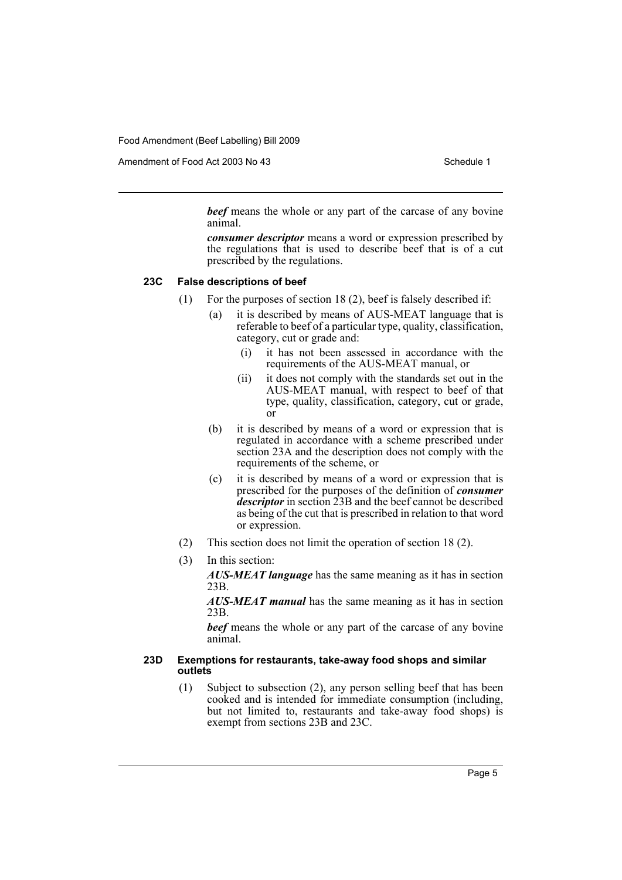***beef*** means the whole or any part of the carcase of any bovine animal.

***consumer descriptor*** means a word or expression prescribed by the regulations that is used to describe beef that is of a cut prescribed by the regulations.

### 23C False descriptions of beef

(1) For the purposes of section 18 (2), beef is falsely described if:

(a) it is described by means of AUS-MEAT language that is referable to beef of a particular type, quality, classification, category, cut or grade and:

(i) it has not been assessed in accordance with the requirements of the AUS-MEAT manual, or

(ii) it does not comply with the standards set out in the AUS-MEAT manual, with respect to beef of that type, quality, classification, category, cut or grade, or

(b) it is described by means of a word or expression that is regulated in accordance with a scheme prescribed under section 23A and the description does not comply with the requirements of the scheme, or

(c) it is described by means of a word or expression that is prescribed for the purposes of the definition of ***consumer descriptor*** in section 23B and the beef cannot be described as being of the cut that is prescribed in relation to that word or expression.

(2) This section does not limit the operation of section 18 (2).

(3) In this section:

***AUS-MEAT language*** has the same meaning as it has in section 23B.

***AUS-MEAT manual*** has the same meaning as it has in section 23B.

***beef*** means the whole or any part of the carcase of any bovine animal.

### 23D Exemptions for restaurants, take-away food shops and similar outlets

(1) Subject to subsection (2), any person selling beef that has been cooked and is intended for immediate consumption (including, but not limited to, restaurants and take-away food shops) is exempt from sections 23B and 23C.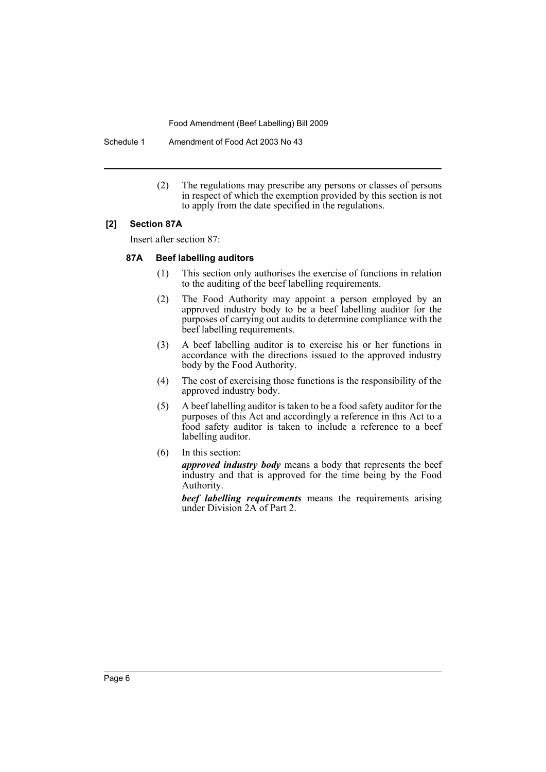(2) The regulations may prescribe any persons or classes of persons in respect of which the exemption provided by this section is not to apply from the date specified in the regulations.

**[2] Section 87A**

Insert after section 87:

**87A Beef labelling auditors**

(1) This section only authorises the exercise of functions in relation to the auditing of the beef labelling requirements.

(2) The Food Authority may appoint a person employed by an approved industry body to be a beef labelling auditor for the purposes of carrying out audits to determine compliance with the beef labelling requirements.

(3) A beef labelling auditor is to exercise his or her functions in accordance with the directions issued to the approved industry body by the Food Authority.

(4) The cost of exercising those functions is the responsibility of the approved industry body.

(5) A beef labelling auditor is taken to be a food safety auditor for the purposes of this Act and accordingly a reference in this Act to a food safety auditor is taken to include a reference to a beef labelling auditor.

(6) In this section:

***approved industry body*** means a body that represents the beef industry and that is approved for the time being by the Food Authority.

***beef labelling requirements*** means the requirements arising under Division 2A of Part 2.